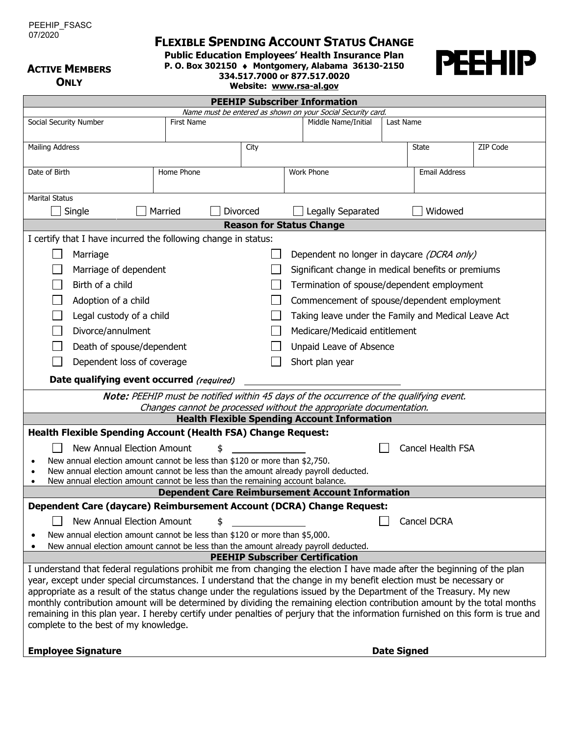PEEHIP_FSASC
07/2020

**ACTIVE MEMBERS ONLY**

# FLEXIBLE SPENDING ACCOUNT STATUS CHANGE

**Public Education Employees' Health Insurance Plan**
**P. O. Box 302150 ♦ Montgomery, Alabama 36130-2150**
**334.517.7000 or 877.517.0020**
**Website: www.rsa-al.gov**

PEEHIP

## PEEHIP Subscriber Information

*Name must be entered as shown on your Social Security card.*

| Social Security Number | First Name | Middle Name/Initial | Last Name |
|---|---|---|---|
| | | | |

| Mailing Address | City | State | ZIP Code |
|---|---|---|---|
| | | | |

| Date of Birth | Home Phone | Work Phone | Email Address |
|---|---|---|---|
| | | | |

Marital Status

☐ Single ☐ Married ☐ Divorced ☐ Legally Separated ☐ Widowed

## Reason for Status Change

I certify that I have incurred the following change in status:

| | |
|---|---|
| ☐ Marriage | ☐ Dependent no longer in daycare *(DCRA only)* |
| ☐ Marriage of dependent | ☐ Significant change in medical benefits or premiums |
| ☐ Birth of a child | ☐ Termination of spouse/dependent employment |
| ☐ Adoption of a child | ☐ Commencement of spouse/dependent employment |
| ☐ Legal custody of a child | ☐ Taking leave under the Family and Medical Leave Act |
| ☐ Divorce/annulment | ☐ Medicare/Medicaid entitlement |
| ☐ Death of spouse/dependent | ☐ Unpaid Leave of Absence |
| ☐ Dependent loss of coverage | ☐ Short plan year |

**Date qualifying event occurred** *(required)* ____________________

***Note:*** *PEEHIP must be notified within 45 days of the occurrence of the qualifying event. Changes cannot be processed without the appropriate documentation.*

## Health Flexible Spending Account Information

**Health Flexible Spending Account (Health FSA) Change Request:**

☐ New Annual Election Amount $ ____________ ☐ Cancel Health FSA

- New annual election amount cannot be less than $120 or more than $2,750.
- New annual election amount cannot be less than the amount already payroll deducted.
- New annual election amount cannot be less than the remaining account balance.

## Dependent Care Reimbursement Account Information

**Dependent Care (daycare) Reimbursement Account (DCRA) Change Request:**

☐ New Annual Election Amount $ ____________ ☐ Cancel DCRA

- New annual election amount cannot be less than $120 or more than $5,000.
- New annual election amount cannot be less than the amount already payroll deducted.

## PEEHIP Subscriber Certification

I understand that federal regulations prohibit me from changing the election I have made after the beginning of the plan year, except under special circumstances. I understand that the change in my benefit election must be necessary or appropriate as a result of the status change under the regulations issued by the Department of the Treasury. My new monthly contribution amount will be determined by dividing the remaining election contribution amount by the total months remaining in this plan year. I hereby certify under penalties of perjury that the information furnished on this form is true and complete to the best of my knowledge.

**Employee Signature** **Date Signed**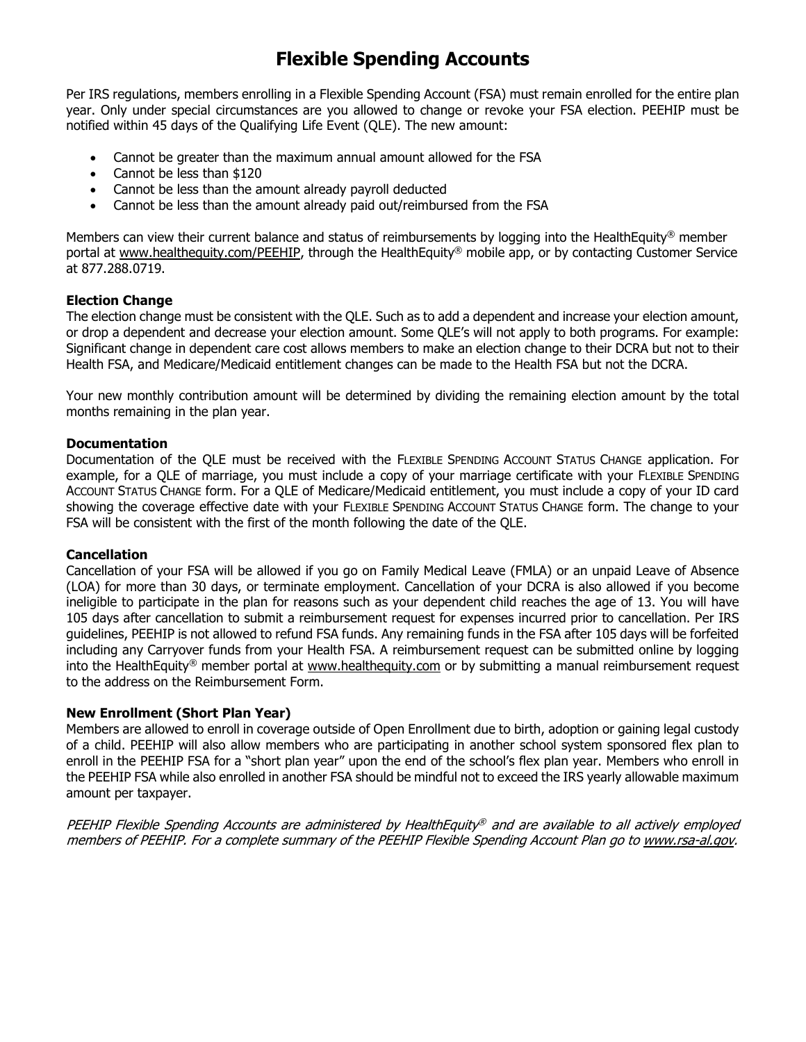# Flexible Spending Accounts

Per IRS regulations, members enrolling in a Flexible Spending Account (FSA) must remain enrolled for the entire plan year. Only under special circumstances are you allowed to change or revoke your FSA election. PEEHIP must be notified within 45 days of the Qualifying Life Event (QLE). The new amount:

- Cannot be greater than the maximum annual amount allowed for the FSA
- Cannot be less than $120
- Cannot be less than the amount already payroll deducted
- Cannot be less than the amount already paid out/reimbursed from the FSA

Members can view their current balance and status of reimbursements by logging into the HealthEquity® member portal at www.healthequity.com/PEEHIP, through the HealthEquity® mobile app, or by contacting Customer Service at 877.288.0719.

**Election Change**

The election change must be consistent with the QLE. Such as to add a dependent and increase your election amount, or drop a dependent and decrease your election amount. Some QLE's will not apply to both programs. For example: Significant change in dependent care cost allows members to make an election change to their DCRA but not to their Health FSA, and Medicare/Medicaid entitlement changes can be made to the Health FSA but not the DCRA.

Your new monthly contribution amount will be determined by dividing the remaining election amount by the total months remaining in the plan year.

**Documentation**

Documentation of the QLE must be received with the FLEXIBLE SPENDING ACCOUNT STATUS CHANGE application. For example, for a QLE of marriage, you must include a copy of your marriage certificate with your FLEXIBLE SPENDING ACCOUNT STATUS CHANGE form. For a QLE of Medicare/Medicaid entitlement, you must include a copy of your ID card showing the coverage effective date with your FLEXIBLE SPENDING ACCOUNT STATUS CHANGE form. The change to your FSA will be consistent with the first of the month following the date of the QLE.

**Cancellation**

Cancellation of your FSA will be allowed if you go on Family Medical Leave (FMLA) or an unpaid Leave of Absence (LOA) for more than 30 days, or terminate employment. Cancellation of your DCRA is also allowed if you become ineligible to participate in the plan for reasons such as your dependent child reaches the age of 13. You will have 105 days after cancellation to submit a reimbursement request for expenses incurred prior to cancellation. Per IRS guidelines, PEEHIP is not allowed to refund FSA funds. Any remaining funds in the FSA after 105 days will be forfeited including any Carryover funds from your Health FSA. A reimbursement request can be submitted online by logging into the HealthEquity® member portal at www.healthequity.com or by submitting a manual reimbursement request to the address on the Reimbursement Form.

**New Enrollment (Short Plan Year)**

Members are allowed to enroll in coverage outside of Open Enrollment due to birth, adoption or gaining legal custody of a child. PEEHIP will also allow members who are participating in another school system sponsored flex plan to enroll in the PEEHIP FSA for a "short plan year" upon the end of the school's flex plan year. Members who enroll in the PEEHIP FSA while also enrolled in another FSA should be mindful not to exceed the IRS yearly allowable maximum amount per taxpayer.

*PEEHIP Flexible Spending Accounts are administered by HealthEquity® and are available to all actively employed members of PEEHIP. For a complete summary of the PEEHIP Flexible Spending Account Plan go to www.rsa-al.gov.*